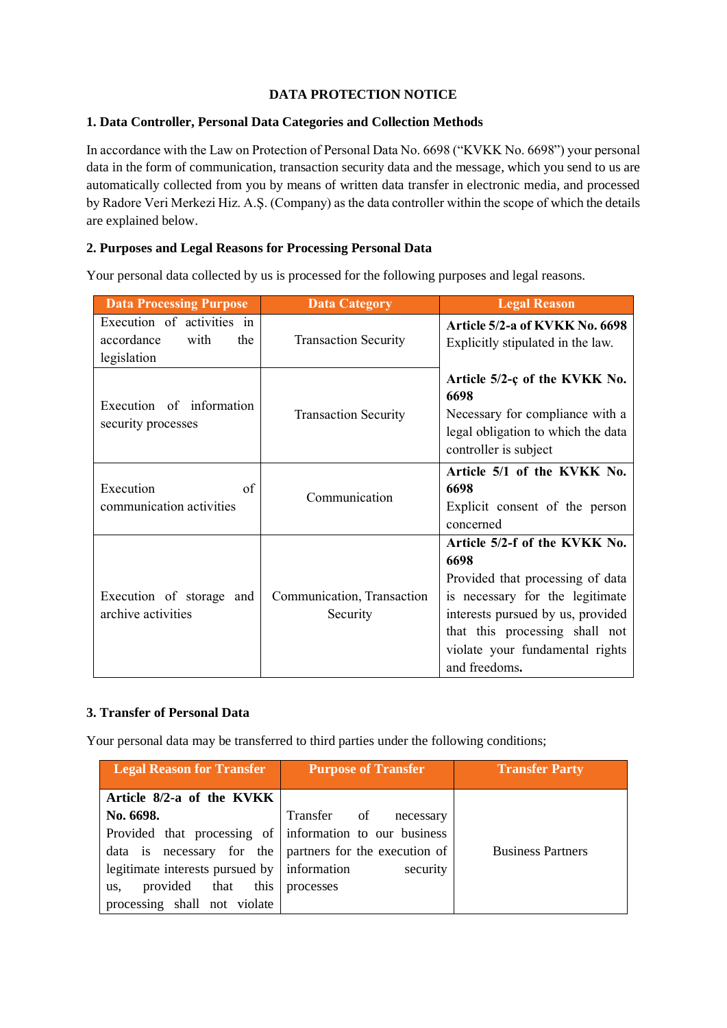# DATA PROTECTION NOTICE

## 1. Data Controller, Personal Data Categories and Collection Methods

In accordance with the Law on Protection of Personal Data No. 6698 ("KVKK No. 6698") your personal data in the form of communication, transaction security data and the message, which you send to us are automatically collected from you by means of written data transfer in electronic media, and processed by Radore Veri Merkezi Hiz. A.Ş. (Company) as the data controller within the scope of which the details are explained below.

## 2. Purposes and Legal Reasons for Processing Personal Data

Your personal data collected by us is processed for the following purposes and legal reasons.

| Data Processing Purpose | Data Category | Legal Reason |
|---|---|---|
| Execution of activities in accordance with the legislation | Transaction Security | **Article 5/2-a of KVKK No. 6698** Explicitly stipulated in the law. |
| Execution of information security processes | Transaction Security | **Article 5/2-ç of the KVKK No. 6698** Necessary for compliance with a legal obligation to which the data controller is subject |
| Execution of communication activities | Communication | **Article 5/1 of the KVKK No. 6698** Explicit consent of the person concerned |
| Execution of storage and archive activities | Communication, Transaction Security | **Article 5/2-f of the KVKK No. 6698** Provided that processing of data is necessary for the legitimate interests pursued by us, provided that this processing shall not violate your fundamental rights and freedoms. |

## 3. Transfer of Personal Data

Your personal data may be transferred to third parties under the following conditions;

| Legal Reason for Transfer | Purpose of Transfer | Transfer Party |
|---|---|---|
| **Article 8/2-a of the KVKK No. 6698.** Provided that processing of data is necessary for the legitimate interests pursued by us, provided that this processing shall not violate | Transfer of necessary information to our business partners for the execution of information security processes | Business Partners |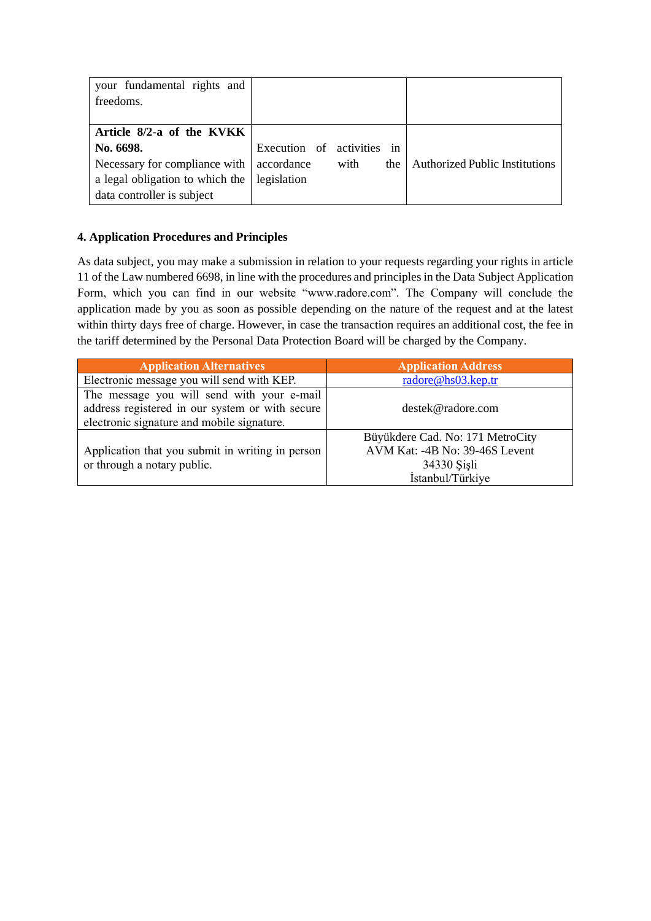| | | |
|---|---|---|
| your fundamental rights and freedoms. | | |
| **Article 8/2-a of the KVKK No. 6698.** Necessary for compliance with a legal obligation to which the data controller is subject | Execution of activities in accordance with the legislation | Authorized Public Institutions |

### 4. Application Procedures and Principles

As data subject, you may make a submission in relation to your requests regarding your rights in article 11 of the Law numbered 6698, in line with the procedures and principles in the Data Subject Application Form, which you can find in our website "www.radore.com". The Company will conclude the application made by you as soon as possible depending on the nature of the request and at the latest within thirty days free of charge. However, in case the transaction requires an additional cost, the fee in the tariff determined by the Personal Data Protection Board will be charged by the Company.

| Application Alternatives | Application Address |
|---|---|
| Electronic message you will send with KEP. | radore@hs03.kep.tr |
| The message you will send with your e-mail address registered in our system or with secure electronic signature and mobile signature. | destek@radore.com |
| Application that you submit in writing in person or through a notary public. | Büyükdere Cad. No: 171 MetroCity AVM Kat: -4B No: 39-46S Levent 34330 Şişli İstanbul/Türkiye |